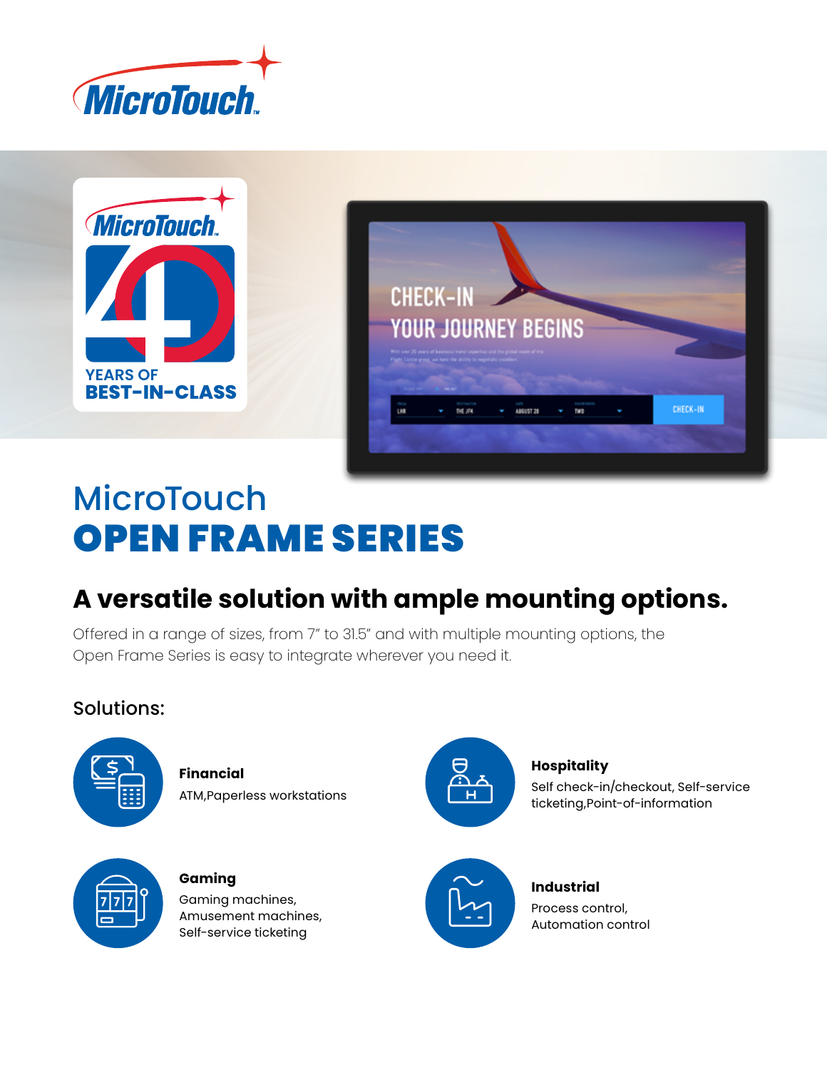# MicroTouch
# OPEN FRAME SERIES

## A versatile solution with ample mounting options.

Offered in a range of sizes, from 7" to 31.5" and with multiple mounting options, the Open Frame Series is easy to integrate wherever you need it.

### Solutions:

**Financial**
ATM,Paperless workstations

**Hospitality**
Self check-in/checkout, Self-service ticketing,Point-of-information

**Gaming**
Gaming machines, Amusement machines, Self-service ticketing

**Industrial**
Process control, Automation control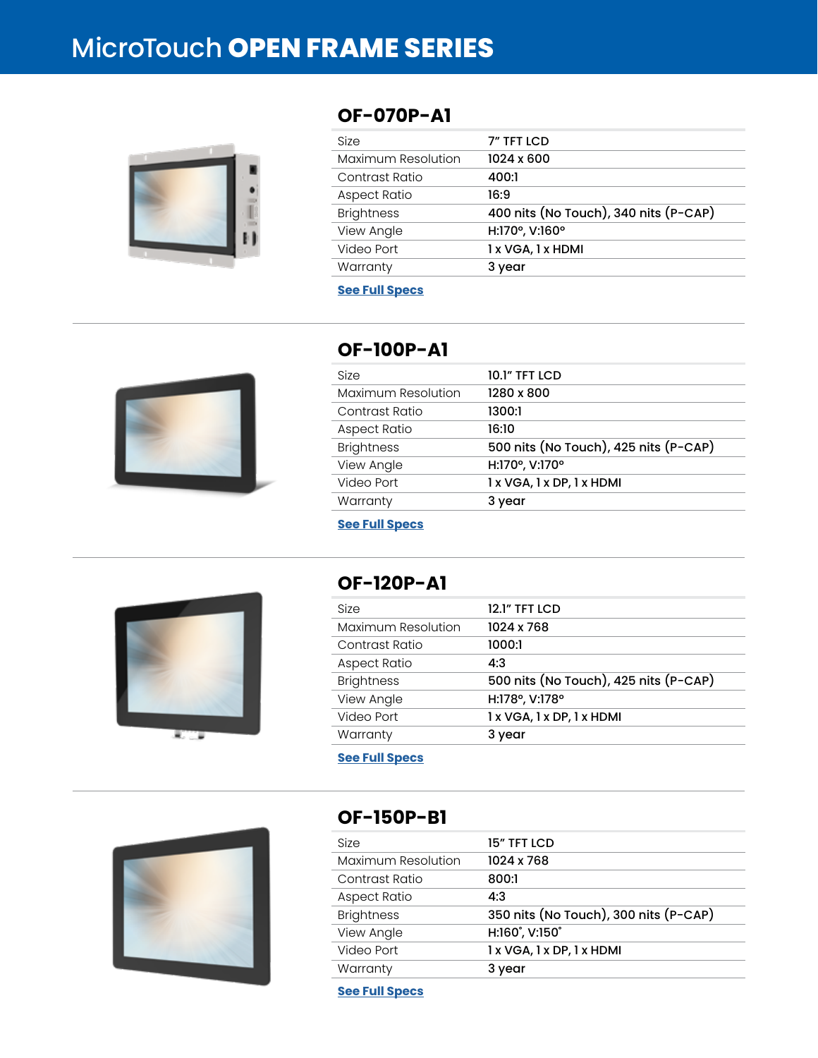# MicroTouch **OPEN FRAME SERIES**

## OF-070P-A1

| Size | 7" TFT LCD |
|---|---|
| Maximum Resolution | 1024 x 600 |
| Contrast Ratio | 400:1 |
| Aspect Ratio | 16:9 |
| Brightness | 400 nits (No Touch), 340 nits (P-CAP) |
| View Angle | H:170°, V:160° |
| Video Port | 1 x VGA, 1 x HDMI |
| Warranty | 3 year |

**See Full Specs**

## OF-100P-A1

| Size | 10.1" TFT LCD |
|---|---|
| Maximum Resolution | 1280 x 800 |
| Contrast Ratio | 1300:1 |
| Aspect Ratio | 16:10 |
| Brightness | 500 nits (No Touch), 425 nits (P-CAP) |
| View Angle | H:170°, V:170° |
| Video Port | 1 x VGA, 1 x DP, 1 x HDMI |
| Warranty | 3 year |

**See Full Specs**

## OF-120P-A1

| Size | 12.1" TFT LCD |
|---|---|
| Maximum Resolution | 1024 x 768 |
| Contrast Ratio | 1000:1 |
| Aspect Ratio | 4:3 |
| Brightness | 500 nits (No Touch), 425 nits (P-CAP) |
| View Angle | H:178°, V:178° |
| Video Port | 1 x VGA, 1 x DP, 1 x HDMI |
| Warranty | 3 year |

**See Full Specs**

## OF-150P-B1

| Size | 15" TFT LCD |
|---|---|
| Maximum Resolution | 1024 x 768 |
| Contrast Ratio | 800:1 |
| Aspect Ratio | 4:3 |
| Brightness | 350 nits (No Touch), 300 nits (P-CAP) |
| View Angle | H:160˚, V:150˚ |
| Video Port | 1 x VGA, 1 x DP, 1 x HDMI |
| Warranty | 3 year |

**See Full Specs**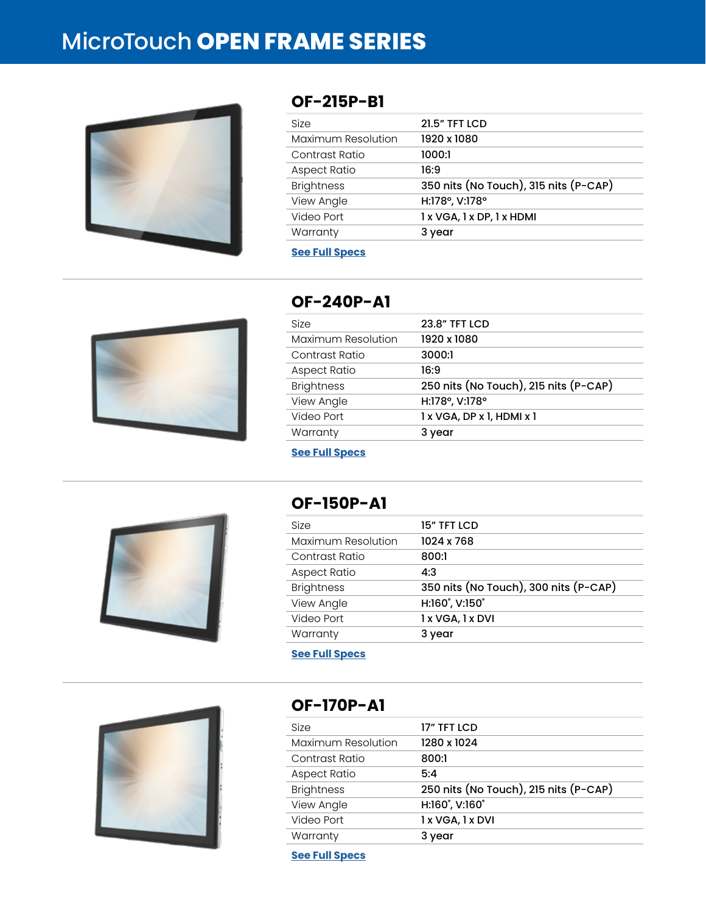# MicroTouch **OPEN FRAME SERIES**

## OF-215P-B1

| | |
|---|---|
| Size | 21.5″ TFT LCD |
| Maximum Resolution | 1920 x 1080 |
| Contrast Ratio | 1000:1 |
| Aspect Ratio | 16:9 |
| Brightness | 350 nits (No Touch), 315 nits (P-CAP) |
| View Angle | H:178°, V:178° |
| Video Port | 1 x VGA, 1 x DP, 1 x HDMI |
| Warranty | 3 year |

**See Full Specs**

## OF-240P-A1

| | |
|---|---|
| Size | 23.8″ TFT LCD |
| Maximum Resolution | 1920 x 1080 |
| Contrast Ratio | 3000:1 |
| Aspect Ratio | 16:9 |
| Brightness | 250 nits (No Touch), 215 nits (P-CAP) |
| View Angle | H:178°, V:178° |
| Video Port | 1 x VGA, DP x 1, HDMI x 1 |
| Warranty | 3 year |

**See Full Specs**

## OF-150P-A1

| | |
|---|---|
| Size | 15″ TFT LCD |
| Maximum Resolution | 1024 x 768 |
| Contrast Ratio | 800:1 |
| Aspect Ratio | 4:3 |
| Brightness | 350 nits (No Touch), 300 nits (P-CAP) |
| View Angle | H:160˚, V:150˚ |
| Video Port | 1 x VGA, 1 x DVI |
| Warranty | 3 year |

**See Full Specs**

## OF-170P-A1

| | |
|---|---|
| Size | 17″ TFT LCD |
| Maximum Resolution | 1280 x 1024 |
| Contrast Ratio | 800:1 |
| Aspect Ratio | 5:4 |
| Brightness | 250 nits (No Touch), 215 nits (P-CAP) |
| View Angle | H:160˚, V:160˚ |
| Video Port | 1 x VGA, 1 x DVI |
| Warranty | 3 year |

**See Full Specs**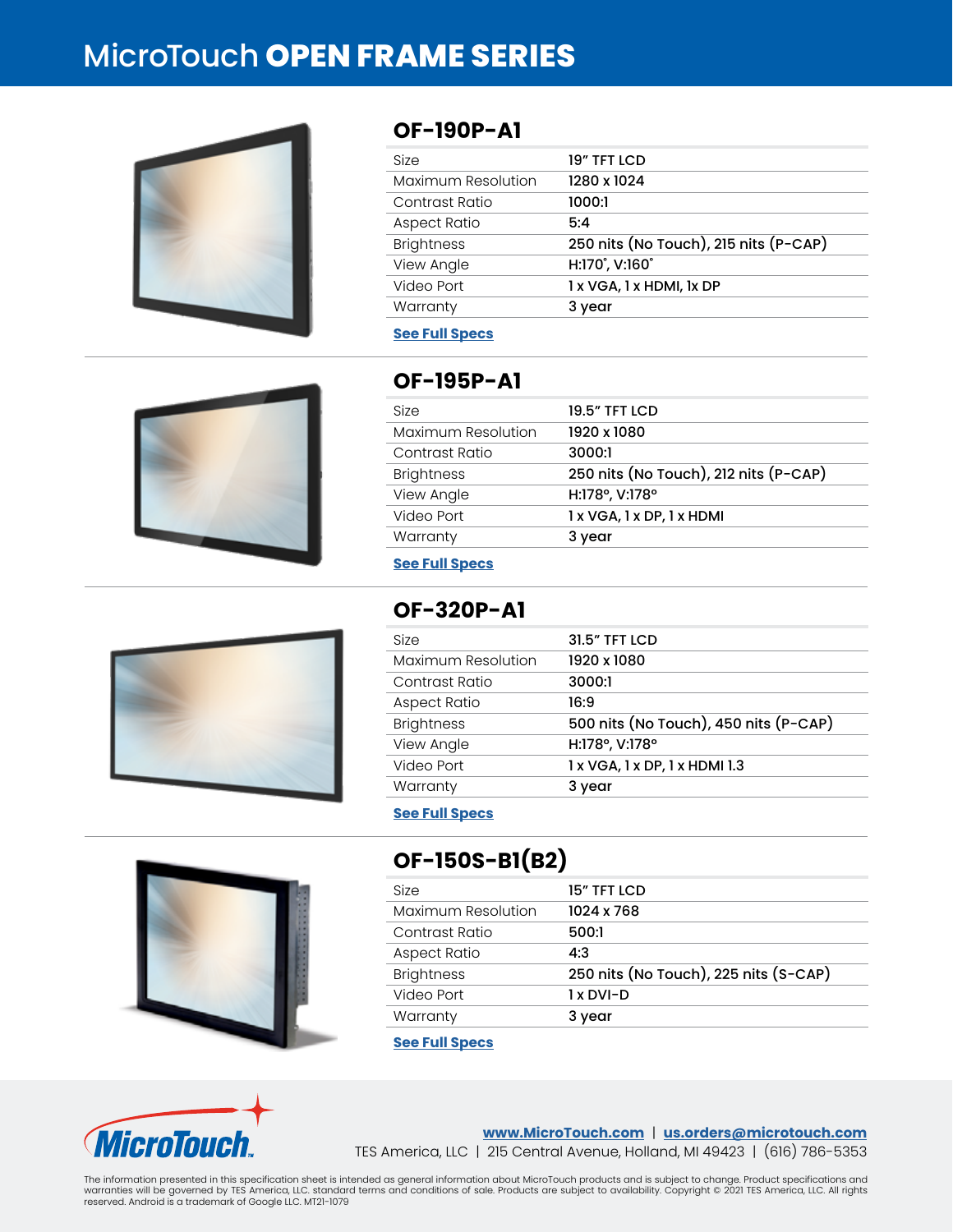# MicroTouch **OPEN FRAME SERIES**

## OF-190P-A1

| | |
|---|---|
| Size | 19" TFT LCD |
| Maximum Resolution | 1280 x 1024 |
| Contrast Ratio | 1000:1 |
| Aspect Ratio | 5:4 |
| Brightness | 250 nits (No Touch), 215 nits (P-CAP) |
| View Angle | H:170˚, V:160˚ |
| Video Port | 1 x VGA, 1 x HDMI, 1x DP |
| Warranty | 3 year |

**See Full Specs**

## OF-195P-A1

| | |
|---|---|
| Size | 19.5" TFT LCD |
| Maximum Resolution | 1920 x 1080 |
| Contrast Ratio | 3000:1 |
| Brightness | 250 nits (No Touch), 212 nits (P-CAP) |
| View Angle | H:178º, V:178º |
| Video Port | 1 x VGA, 1 x DP, 1 x HDMI |
| Warranty | 3 year |

**See Full Specs**

## OF-320P-A1

| | |
|---|---|
| Size | 31.5" TFT LCD |
| Maximum Resolution | 1920 x 1080 |
| Contrast Ratio | 3000:1 |
| Aspect Ratio | 16:9 |
| Brightness | 500 nits (No Touch), 450 nits (P-CAP) |
| View Angle | H:178º, V:178º |
| Video Port | 1 x VGA, 1 x DP, 1 x HDMI 1.3 |
| Warranty | 3 year |

**See Full Specs**

## OF-150S-B1(B2)

| | |
|---|---|
| Size | 15" TFT LCD |
| Maximum Resolution | 1024 x 768 |
| Contrast Ratio | 500:1 |
| Aspect Ratio | 4:3 |
| Brightness | 250 nits (No Touch), 225 nits (S-CAP) |
| Video Port | 1 x DVI-D |
| Warranty | 3 year |

**See Full Specs**

MicroTouch

**www.MicroTouch.com** | **us.orders@microtouch.com**
TES America, LLC | 215 Central Avenue, Holland, MI 49423 | (616) 786-5353

The information presented in this specification sheet is intended as general information about MicroTouch products and is subject to change. Product specifications and warranties will be governed by TES America, LLC. standard terms and conditions of sale. Products are subject to availability. Copyright © 2021 TES America, LLC. All rights reserved. Android is a trademark of Google LLC. MT21-1079